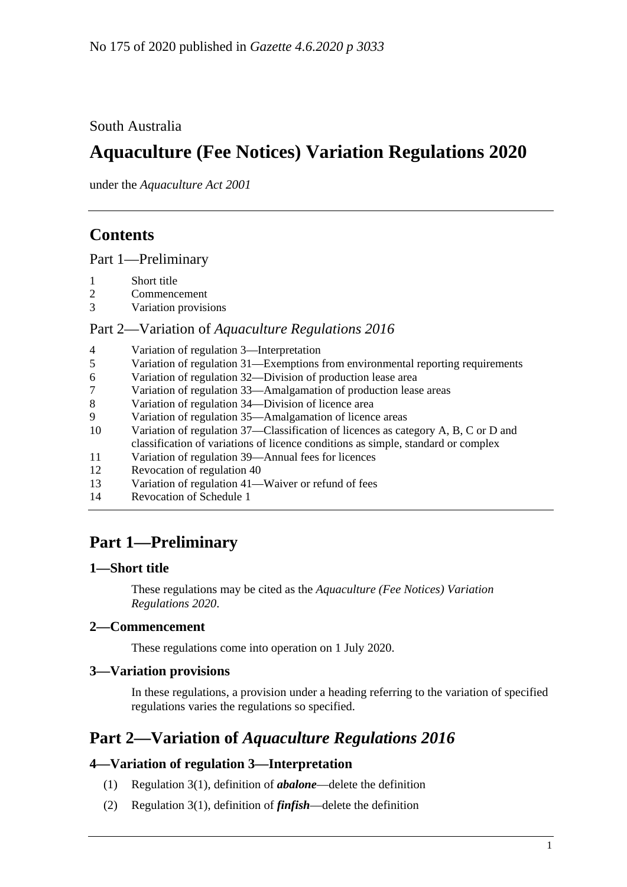No 175 of 2020 published in *Gazette 4.6.2020 p 3033*

South Australia

# Aquaculture (Fee Notices) Variation Regulations 2020

under the *Aquaculture Act 2001*

## Contents

Part 1—Preliminary

1 Short title
2 Commencement
3 Variation provisions

Part 2—Variation of *Aquaculture Regulations 2016*

4 Variation of regulation 3—Interpretation
5 Variation of regulation 31—Exemptions from environmental reporting requirements
6 Variation of regulation 32—Division of production lease area
7 Variation of regulation 33—Amalgamation of production lease areas
8 Variation of regulation 34—Division of licence area
9 Variation of regulation 35—Amalgamation of licence areas
10 Variation of regulation 37—Classification of licences as category A, B, C or D and classification of variations of licence conditions as simple, standard or complex
11 Variation of regulation 39—Annual fees for licences
12 Revocation of regulation 40
13 Variation of regulation 41—Waiver or refund of fees
14 Revocation of Schedule 1

## Part 1—Preliminary

### 1—Short title

These regulations may be cited as the *Aquaculture (Fee Notices) Variation Regulations 2020*.

### 2—Commencement

These regulations come into operation on 1 July 2020.

### 3—Variation provisions

In these regulations, a provision under a heading referring to the variation of specified regulations varies the regulations so specified.

## Part 2—Variation of *Aquaculture Regulations 2016*

### 4—Variation of regulation 3—Interpretation

(1) Regulation 3(1), definition of ***abalone***—delete the definition

(2) Regulation 3(1), definition of ***finfish***—delete the definition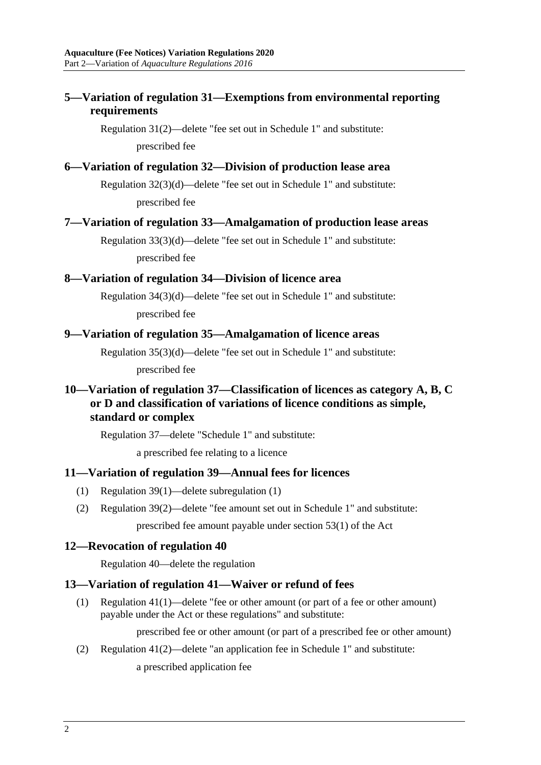## 5—Variation of regulation 31—Exemptions from environmental reporting requirements

Regulation 31(2)—delete "fee set out in Schedule 1" and substitute:

prescribed fee

## 6—Variation of regulation 32—Division of production lease area

Regulation 32(3)(d)—delete "fee set out in Schedule 1" and substitute:

prescribed fee

## 7—Variation of regulation 33—Amalgamation of production lease areas

Regulation 33(3)(d)—delete "fee set out in Schedule 1" and substitute:

prescribed fee

## 8—Variation of regulation 34—Division of licence area

Regulation 34(3)(d)—delete "fee set out in Schedule 1" and substitute:

prescribed fee

## 9—Variation of regulation 35—Amalgamation of licence areas

Regulation 35(3)(d)—delete "fee set out in Schedule 1" and substitute:

prescribed fee

## 10—Variation of regulation 37—Classification of licences as category A, B, C or D and classification of variations of licence conditions as simple, standard or complex

Regulation 37—delete "Schedule 1" and substitute:

a prescribed fee relating to a licence

## 11—Variation of regulation 39—Annual fees for licences

(1) Regulation 39(1)—delete subregulation (1)

(2) Regulation 39(2)—delete "fee amount set out in Schedule 1" and substitute:

prescribed fee amount payable under section 53(1) of the Act

## 12—Revocation of regulation 40

Regulation 40—delete the regulation

## 13—Variation of regulation 41—Waiver or refund of fees

(1) Regulation 41(1)—delete "fee or other amount (or part of a fee or other amount) payable under the Act or these regulations" and substitute:

prescribed fee or other amount (or part of a prescribed fee or other amount)

(2) Regulation 41(2)—delete "an application fee in Schedule 1" and substitute:

a prescribed application fee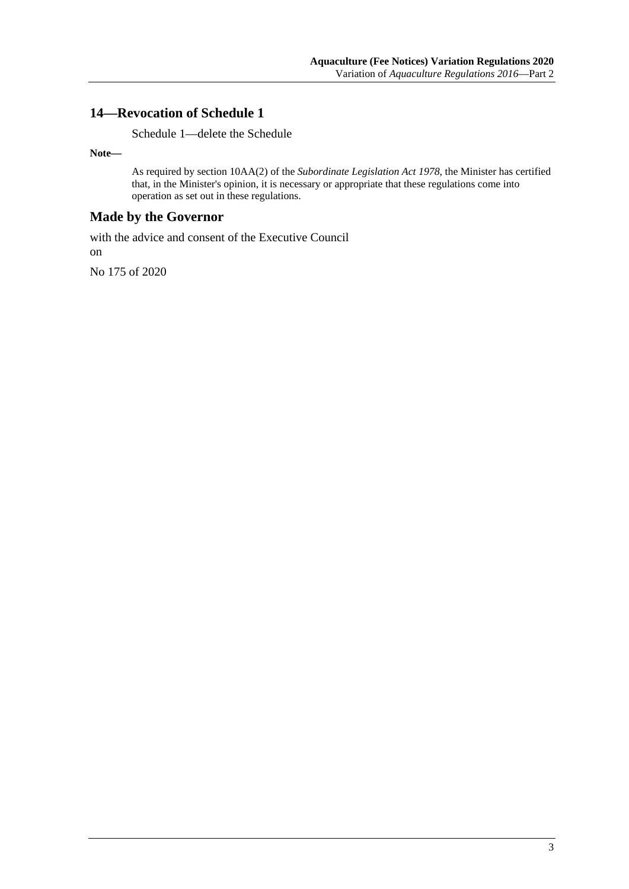## 14—Revocation of Schedule 1

Schedule 1—delete the Schedule

**Note—**

As required by section 10AA(2) of the *Subordinate Legislation Act 1978*, the Minister has certified that, in the Minister's opinion, it is necessary or appropriate that these regulations come into operation as set out in these regulations.

## Made by the Governor

with the advice and consent of the Executive Council
on

No 175 of 2020